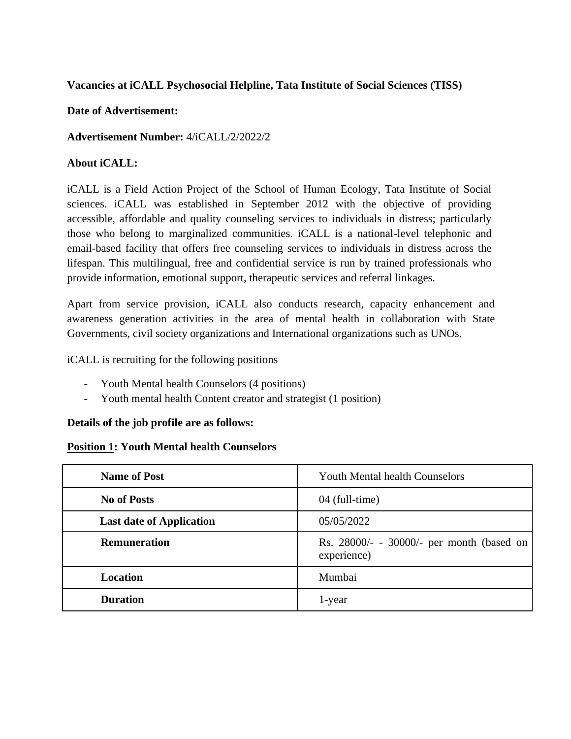**Vacancies at iCALL Psychosocial Helpline, Tata Institute of Social Sciences (TISS)**

**Date of Advertisement:**

**Advertisement Number:** 4/iCALL/2/2022/2

**About iCALL:**

iCALL is a Field Action Project of the School of Human Ecology, Tata Institute of Social sciences. iCALL was established in September 2012 with the objective of providing accessible, affordable and quality counseling services to individuals in distress; particularly those who belong to marginalized communities. iCALL is a national-level telephonic and email-based facility that offers free counseling services to individuals in distress across the lifespan. This multilingual, free and confidential service is run by trained professionals who provide information, emotional support, therapeutic services and referral linkages.

Apart from service provision, iCALL also conducts research, capacity enhancement and awareness generation activities in the area of mental health in collaboration with State Governments, civil society organizations and International organizations such as UNOs.

iCALL is recruiting for the following positions

- Youth Mental health Counselors (4 positions)
- Youth mental health Content creator and strategist (1 position)

**Details of the job profile are as follows:**

**Position 1: Youth Mental health Counselors**

| **Name of Post** | Youth Mental health Counselors |
|---|---|
| **No of Posts** | 04 (full-time) |
| **Last date of Application** | 05/05/2022 |
| **Remuneration** | Rs. 28000/- - 30000/- per month (based on experience) |
| **Location** | Mumbai |
| **Duration** | 1-year |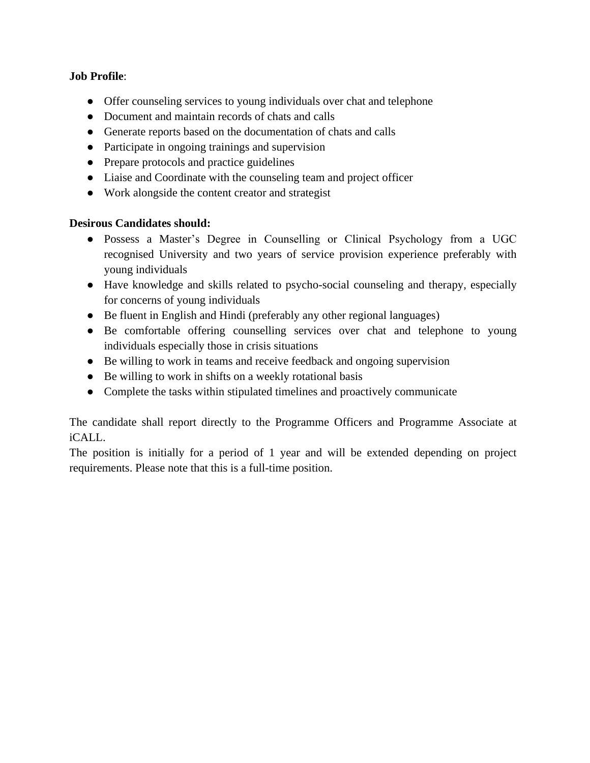**Job Profile**:

- Offer counseling services to young individuals over chat and telephone
- Document and maintain records of chats and calls
- Generate reports based on the documentation of chats and calls
- Participate in ongoing trainings and supervision
- Prepare protocols and practice guidelines
- Liaise and Coordinate with the counseling team and project officer
- Work alongside the content creator and strategist

**Desirous Candidates should:**

- Possess a Master's Degree in Counselling or Clinical Psychology from a UGC recognised University and two years of service provision experience preferably with young individuals
- Have knowledge and skills related to psycho-social counseling and therapy, especially for concerns of young individuals
- Be fluent in English and Hindi (preferably any other regional languages)
- Be comfortable offering counselling services over chat and telephone to young individuals especially those in crisis situations
- Be willing to work in teams and receive feedback and ongoing supervision
- Be willing to work in shifts on a weekly rotational basis
- Complete the tasks within stipulated timelines and proactively communicate

The candidate shall report directly to the Programme Officers and Programme Associate at iCALL.
The position is initially for a period of 1 year and will be extended depending on project requirements. Please note that this is a full-time position.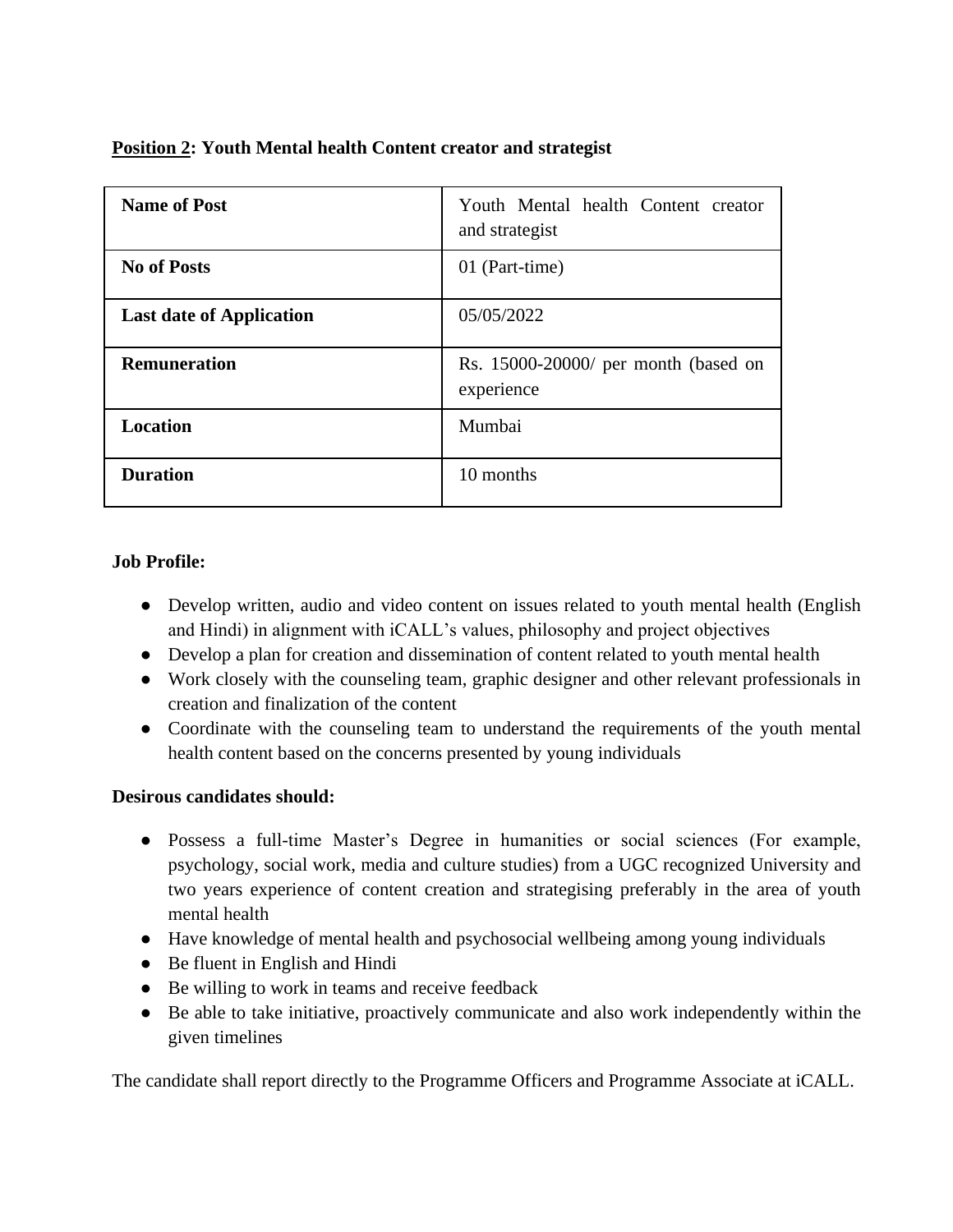**Position 2: Youth Mental health Content creator and strategist**

| **Name of Post** | Youth Mental health Content creator and strategist |
|---|---|
| **No of Posts** | 01 (Part-time) |
| **Last date of Application** | 05/05/2022 |
| **Remuneration** | Rs. 15000-20000/ per month (based on experience |
| **Location** | Mumbai |
| **Duration** | 10 months |

**Job Profile:**

- Develop written, audio and video content on issues related to youth mental health (English and Hindi) in alignment with iCALL's values, philosophy and project objectives
- Develop a plan for creation and dissemination of content related to youth mental health
- Work closely with the counseling team, graphic designer and other relevant professionals in creation and finalization of the content
- Coordinate with the counseling team to understand the requirements of the youth mental health content based on the concerns presented by young individuals

**Desirous candidates should:**

- Possess a full-time Master's Degree in humanities or social sciences (For example, psychology, social work, media and culture studies) from a UGC recognized University and two years experience of content creation and strategising preferably in the area of youth mental health
- Have knowledge of mental health and psychosocial wellbeing among young individuals
- Be fluent in English and Hindi
- Be willing to work in teams and receive feedback
- Be able to take initiative, proactively communicate and also work independently within the given timelines

The candidate shall report directly to the Programme Officers and Programme Associate at iCALL.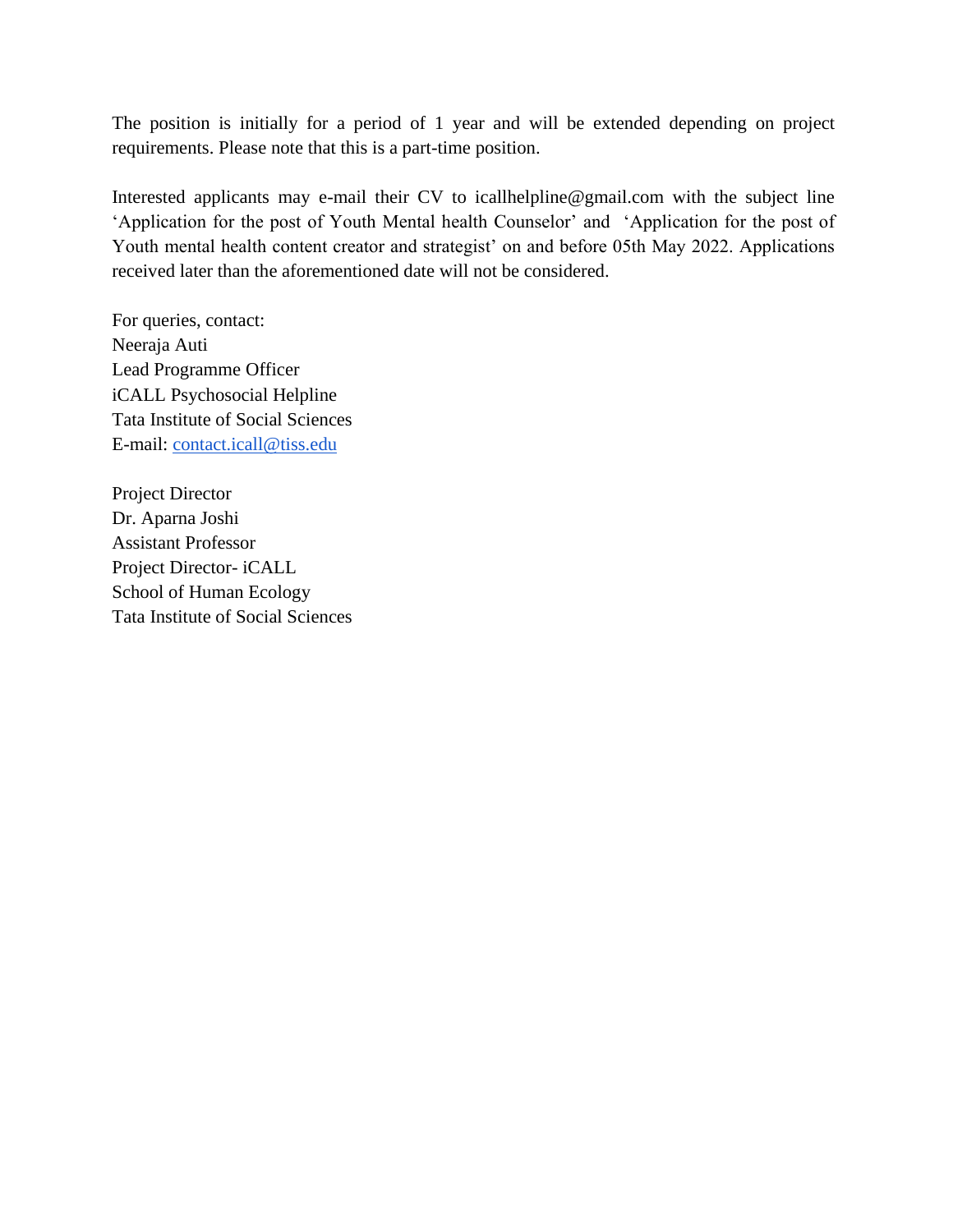The position is initially for a period of 1 year and will be extended depending on project requirements. Please note that this is a part-time position.

Interested applicants may e-mail their CV to icallhelpline@gmail.com with the subject line 'Application for the post of Youth Mental health Counselor' and 'Application for the post of Youth mental health content creator and strategist' on and before 05th May 2022. Applications received later than the aforementioned date will not be considered.

For queries, contact:  
Neeraja Auti  
Lead Programme Officer  
iCALL Psychosocial Helpline  
Tata Institute of Social Sciences  
E-mail: contact.icall@tiss.edu

Project Director  
Dr. Aparna Joshi  
Assistant Professor  
Project Director- iCALL  
School of Human Ecology  
Tata Institute of Social Sciences